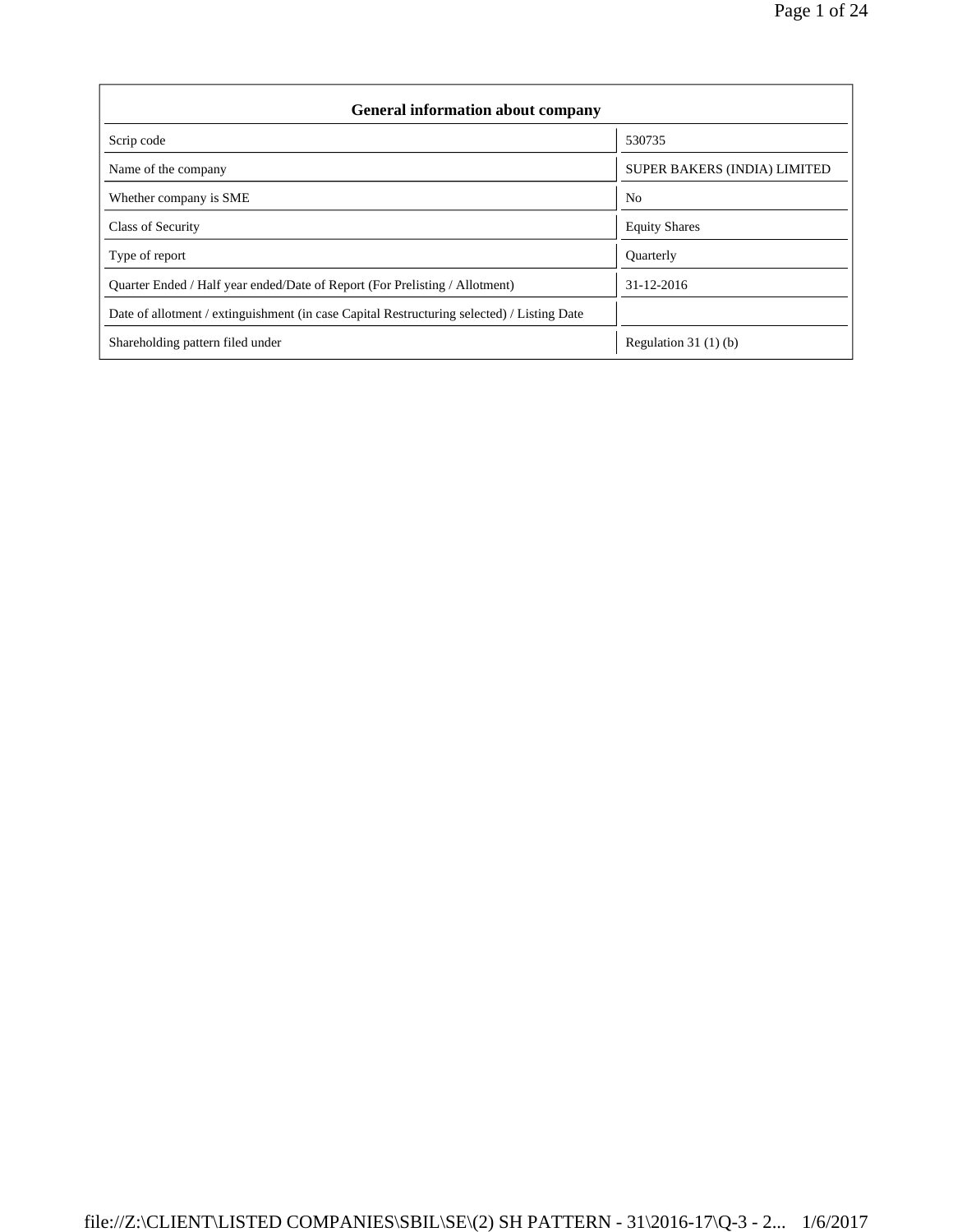| General information about company | |
|---|---|
| Scrip code | 530735 |
| Name of the company | SUPER BAKERS (INDIA) LIMITED |
| Whether company is SME | No |
| Class of Security | Equity Shares |
| Type of report | Quarterly |
| Quarter Ended / Half year ended/Date of Report (For Prelisting / Allotment) | 31-12-2016 |
| Date of allotment / extinguishment (in case Capital Restructuring selected) / Listing Date | |
| Shareholding pattern filed under | Regulation 31 (1) (b) |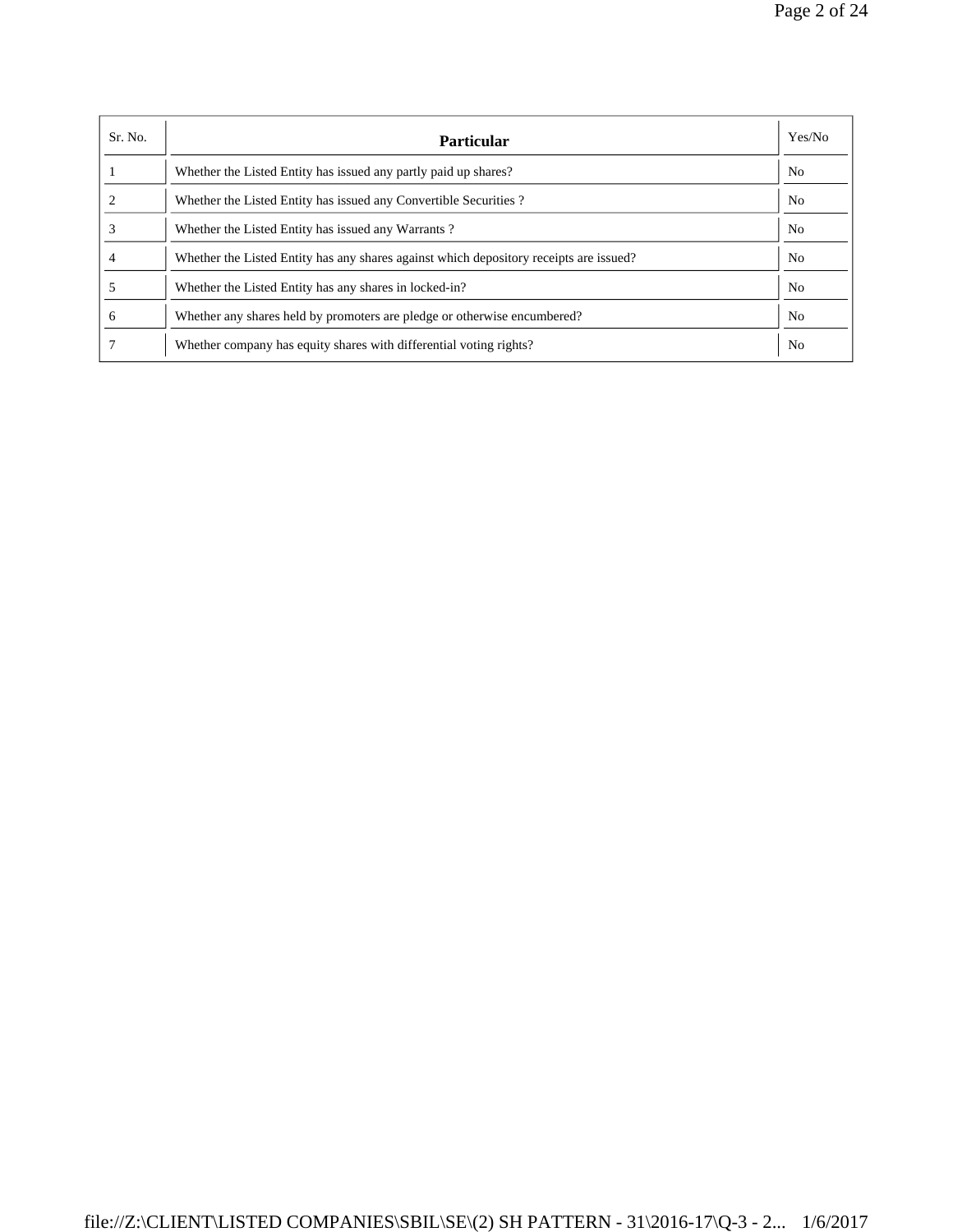| Sr. No. | Particular | Yes/No |
|---|---|---|
| 1 | Whether the Listed Entity has issued any partly paid up shares? | No |
| 2 | Whether the Listed Entity has issued any Convertible Securities ? | No |
| 3 | Whether the Listed Entity has issued any Warrants ? | No |
| 4 | Whether the Listed Entity has any shares against which depository receipts are issued? | No |
| 5 | Whether the Listed Entity has any shares in locked-in? | No |
| 6 | Whether any shares held by promoters are pledge or otherwise encumbered? | No |
| 7 | Whether company has equity shares with differential voting rights? | No |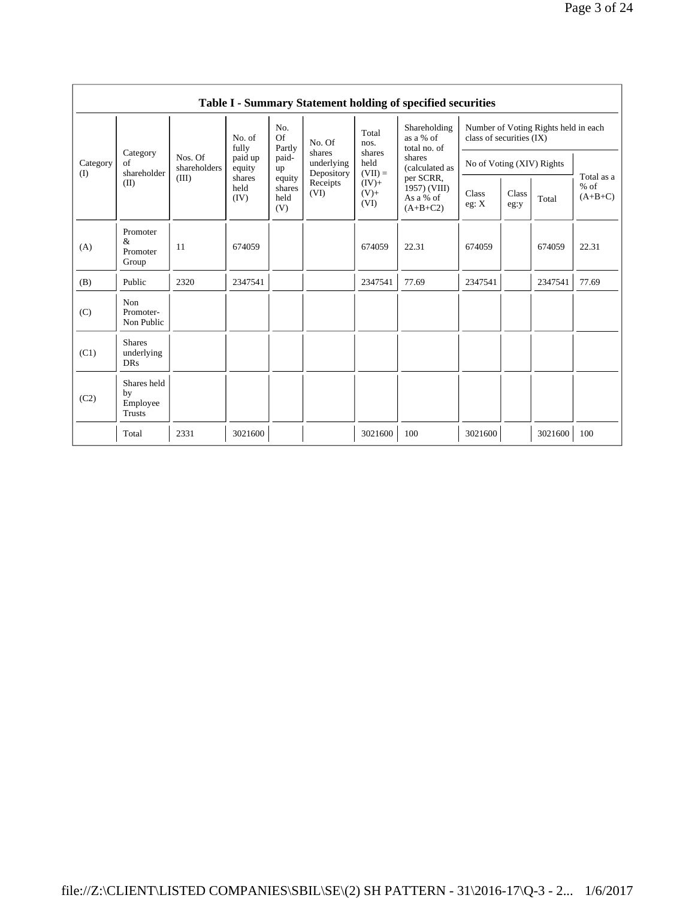| Table I - Summary Statement holding of specified securities | | | | | | | | | | | | |
|---|---|---|---|---|---|---|---|---|---|---|---|---|
| Category (I) | Category of shareholder (II) | Nos. Of shareholders (III) | No. of fully paid up equity shares held (IV) | No. Of Partly paid-up equity shares held (V) | No. Of shares underlying Depository Receipts (VI) | Total nos. shares held (VII) = (IV)+ (V)+ (VI) | Shareholding as a % of total no. of shares (calculated as per SCRR, 1957) (VIII) As a % of (A+B+C2) | Number of Voting Rights held in each class of securities (IX) | | | |
| | | | | | | | | No of Voting (XIV) Rights | | | Total as a % of (A+B+C) |
| | | | | | | | | Class eg: X | Class eg:y | Total | |
| (A) | Promoter & Promoter Group | 11 | 674059 | | | 674059 | 22.31 | 674059 | | 674059 | 22.31 |
| (B) | Public | 2320 | 2347541 | | | 2347541 | 77.69 | 2347541 | | 2347541 | 77.69 |
| (C) | Non Promoter- Non Public | | | | | | | | | | |
| (C1) | Shares underlying DRs | | | | | | | | | | |
| (C2) | Shares held by Employee Trusts | | | | | | | | | | |
| | Total | 2331 | 3021600 | | | 3021600 | 100 | 3021600 | | 3021600 | 100 |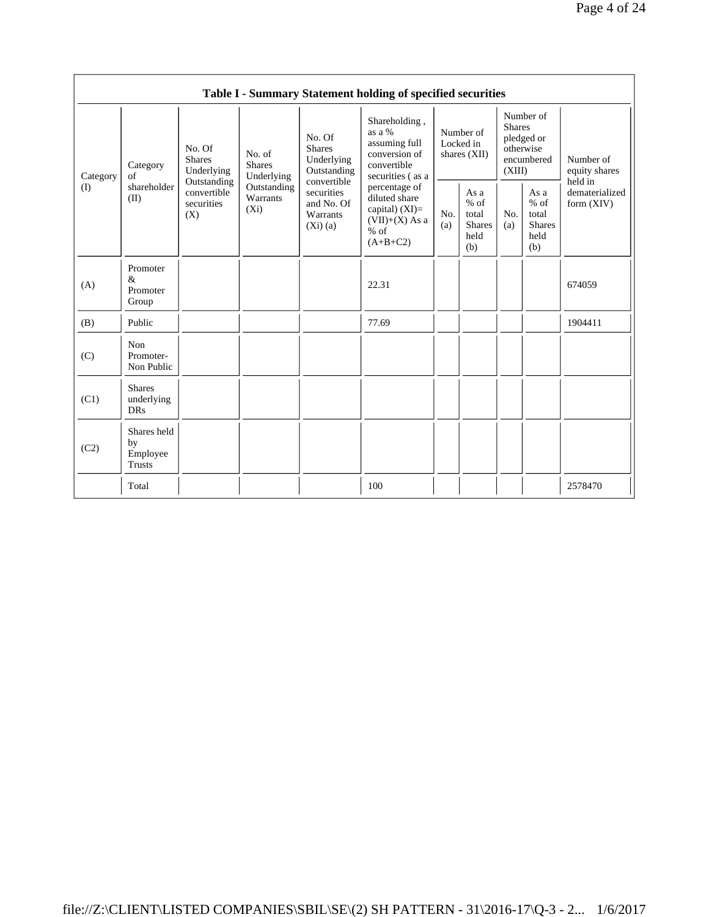**Table I - Summary Statement holding of specified securities**

| Category (I) | Category of shareholder (II) | No. Of Shares Underlying Outstanding convertible securities (X) | No. of Shares Underlying Outstanding Warrants (Xi) | No. Of Shares Underlying Outstanding convertible securities and No. Of Warrants (Xi) (a) | Shareholding , as a % assuming full conversion of convertible securities ( as a percentage of diluted share capital) (XI)= (VII)+(X) As a % of (A+B+C2) | Number of Locked in shares (XII) | | Number of Shares pledged or otherwise encumbered (XIII) | | Number of equity shares held in dematerialized form (XIV) |
|---|---|---|---|---|---|---|---|---|---|---|
| | | | | | | No. (a) | As a % of total Shares held (b) | No. (a) | As a % of total Shares held (b) | |
| (A) | Promoter & Promoter Group | | | | 22.31 | | | | | 674059 |
| (B) | Public | | | | 77.69 | | | | | 1904411 |
| (C) | Non Promoter- Non Public | | | | | | | | | |
| (C1) | Shares underlying DRs | | | | | | | | | |
| (C2) | Shares held by Employee Trusts | | | | | | | | | |
| | Total | | | | 100 | | | | | 2578470 |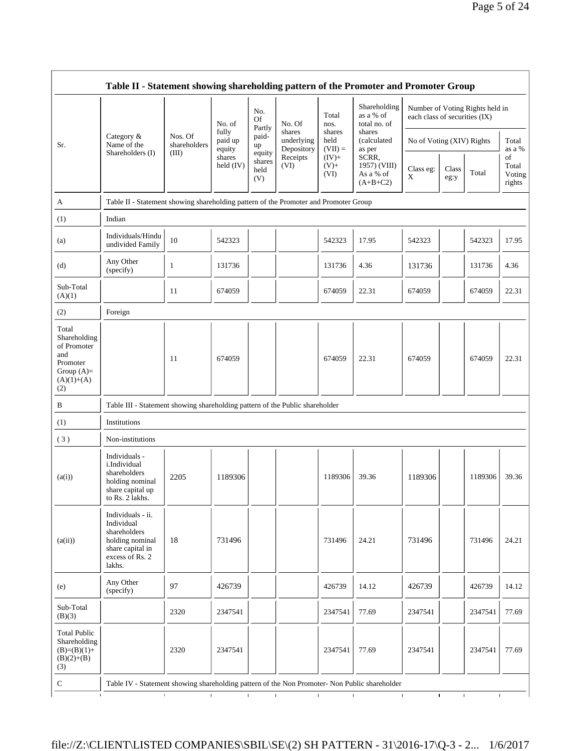| Table II - Statement showing shareholding pattern of the Promoter and Promoter Group | | | | | | | | | | | | |
|---|---|---|---|---|---|---|---|---|---|---|---|---|
| Sr. | Category & Name of the Shareholders (I) | Nos. Of shareholders (III) | No. of fully paid up equity shares held (IV) | No. Of Partly paid-up equity shares held (V) | No. Of shares underlying Depository Receipts (VI) | Total nos. shares held (VII) = (IV)+ (V)+ (VI) | Shareholding as a % of total no. of shares (calculated as per SCRR, 1957) (VIII) As a % of (A+B+C2) | Number of Voting Rights held in each class of securities (IX) | | | |
| | | | | | | | | No of Voting (XIV) Rights | | | Total as a % of Total Voting rights |
| | | | | | | | | Class eg: X | Class eg:y | Total | |
| A | Table II - Statement showing shareholding pattern of the Promoter and Promoter Group | | | | | | | | | | |
| (1) | Indian | | | | | | | | | | |
| (a) | Individuals/Hindu undivided Family | 10 | 542323 | | | 542323 | 17.95 | 542323 | | 542323 | 17.95 |
| (d) | Any Other (specify) | 1 | 131736 | | | 131736 | 4.36 | 131736 | | 131736 | 4.36 |
| Sub-Total (A)(1) | | 11 | 674059 | | | 674059 | 22.31 | 674059 | | 674059 | 22.31 |
| (2) | Foreign | | | | | | | | | | |
| Total Shareholding of Promoter and Promoter Group (A)= (A)(1)+(A)(2) | | 11 | 674059 | | | 674059 | 22.31 | 674059 | | 674059 | 22.31 |
| B | Table III - Statement showing shareholding pattern of the Public shareholder | | | | | | | | | | |
| (1) | Institutions | | | | | | | | | | |
| (3) | Non-institutions | | | | | | | | | | |
| (a(i)) | Individuals - i.Individual shareholders holding nominal share capital up to Rs. 2 lakhs. | 2205 | 1189306 | | | 1189306 | 39.36 | 1189306 | | 1189306 | 39.36 |
| (a(ii)) | Individuals - ii. Individual shareholders holding nominal share capital in excess of Rs. 2 lakhs. | 18 | 731496 | | | 731496 | 24.21 | 731496 | | 731496 | 24.21 |
| (e) | Any Other (specify) | 97 | 426739 | | | 426739 | 14.12 | 426739 | | 426739 | 14.12 |
| Sub-Total (B)(3) | | 2320 | 2347541 | | | 2347541 | 77.69 | 2347541 | | 2347541 | 77.69 |
| Total Public Shareholding (B)=(B)(1)+(B)(2)+(B)(3) | | 2320 | 2347541 | | | 2347541 | 77.69 | 2347541 | | 2347541 | 77.69 |
| C | Table IV - Statement showing shareholding pattern of the Non Promoter- Non Public shareholder | | | | | | | | | | |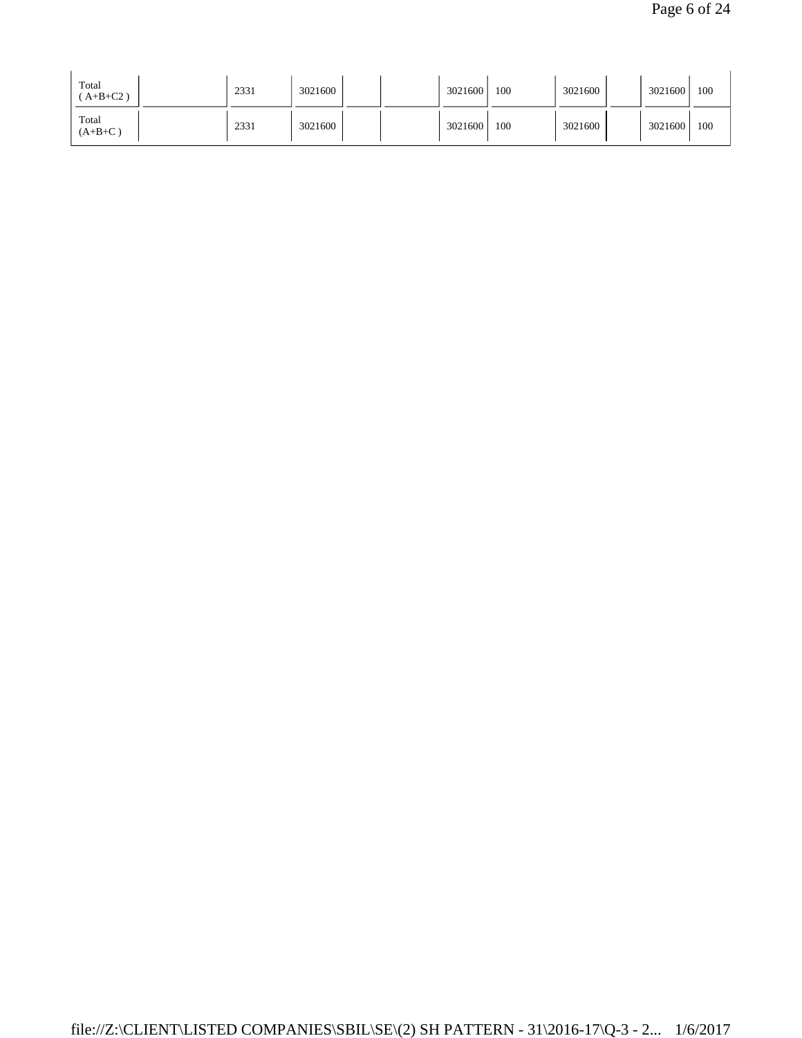| | | | | | | | | | | | |
|---|---|---|---|---|---|---|---|---|---|---|---|
| Total ( A+B+C2 ) | | 2331 | 3021600 | | | 3021600 | 100 | 3021600 | | 3021600 | 100 |
| Total (A+B+C ) | | 2331 | 3021600 | | | 3021600 | 100 | 3021600 | | 3021600 | 100 |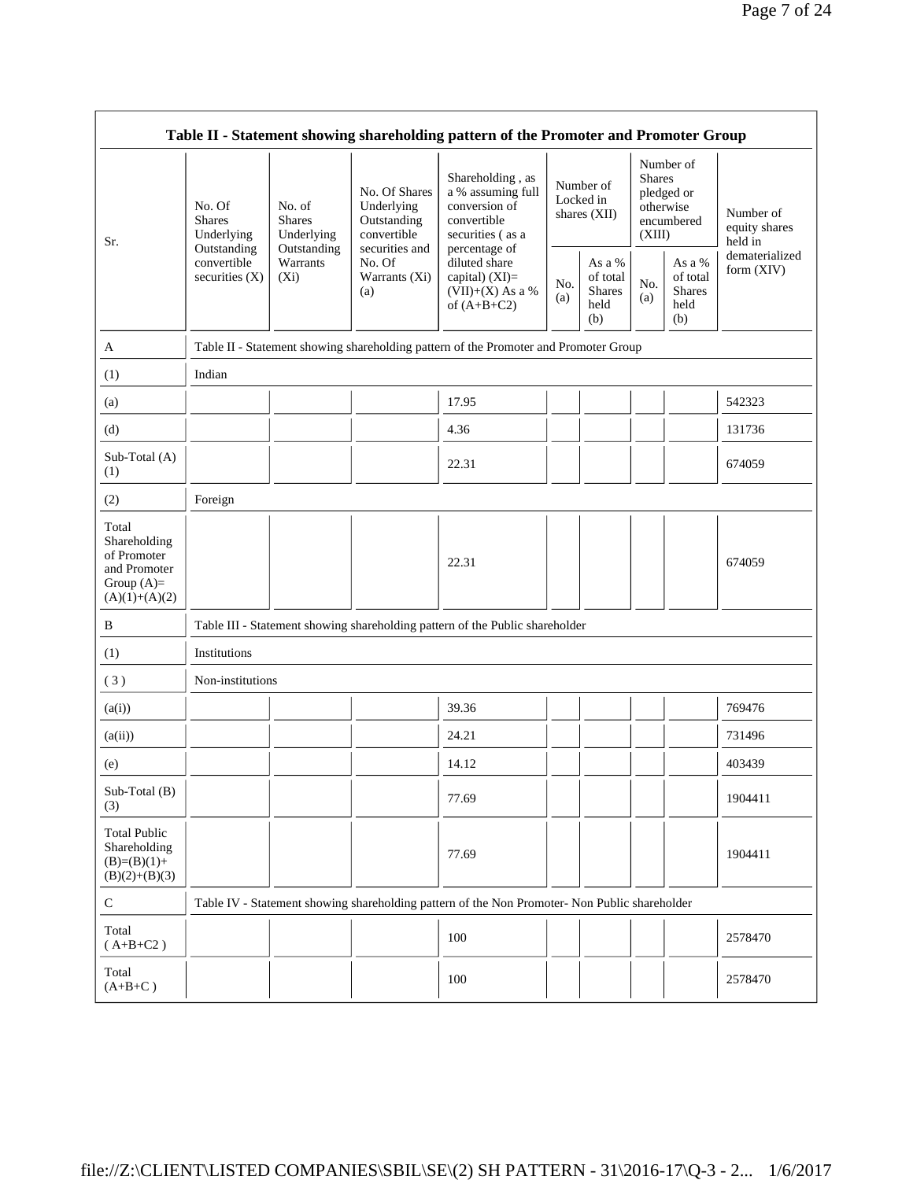| Table II - Statement showing shareholding pattern of the Promoter and Promoter Group | | | | | | | | | |
|---|---|---|---|---|---|---|---|---|---|
| Sr. | No. Of Shares Underlying Outstanding convertible securities (X) | No. of Shares Underlying Outstanding Warrants (Xi) | No. Of Shares Underlying Outstanding convertible securities and No. Of Warrants (Xi) (a) | Shareholding , as a % assuming full conversion of convertible securities ( as a percentage of diluted share capital) (XI)= (VII)+(X) As a % of (A+B+C2) | Number of Locked in shares (XII) | | Number of Shares pledged or otherwise encumbered (XIII) | | Number of equity shares held in dematerialized form (XIV) |
| | | | | | No. (a) | As a % of total Shares held (b) | No. (a) | As a % of total Shares held (b) | |
| A | Table II - Statement showing shareholding pattern of the Promoter and Promoter Group | | | | | | | | |
| (1) | Indian | | | | | | | | |
| (a) | | | | 17.95 | | | | | 542323 |
| (d) | | | | 4.36 | | | | | 131736 |
| Sub-Total (A) (1) | | | | 22.31 | | | | | 674059 |
| (2) | Foreign | | | | | | | | |
| Total Shareholding of Promoter and Promoter Group (A)= (A)(1)+(A)(2) | | | | 22.31 | | | | | 674059 |
| B | Table III - Statement showing shareholding pattern of the Public shareholder | | | | | | | | |
| (1) | Institutions | | | | | | | | |
| ( 3 ) | Non-institutions | | | | | | | | |
| (a(i)) | | | | 39.36 | | | | | 769476 |
| (a(ii)) | | | | 24.21 | | | | | 731496 |
| (e) | | | | 14.12 | | | | | 403439 |
| Sub-Total (B) (3) | | | | 77.69 | | | | | 1904411 |
| Total Public Shareholding (B)=(B)(1)+ (B)(2)+(B)(3) | | | | 77.69 | | | | | 1904411 |
| C | Table IV - Statement showing shareholding pattern of the Non Promoter- Non Public shareholder | | | | | | | | |
| Total ( A+B+C2 ) | | | | 100 | | | | | 2578470 |
| Total (A+B+C ) | | | | 100 | | | | | 2578470 |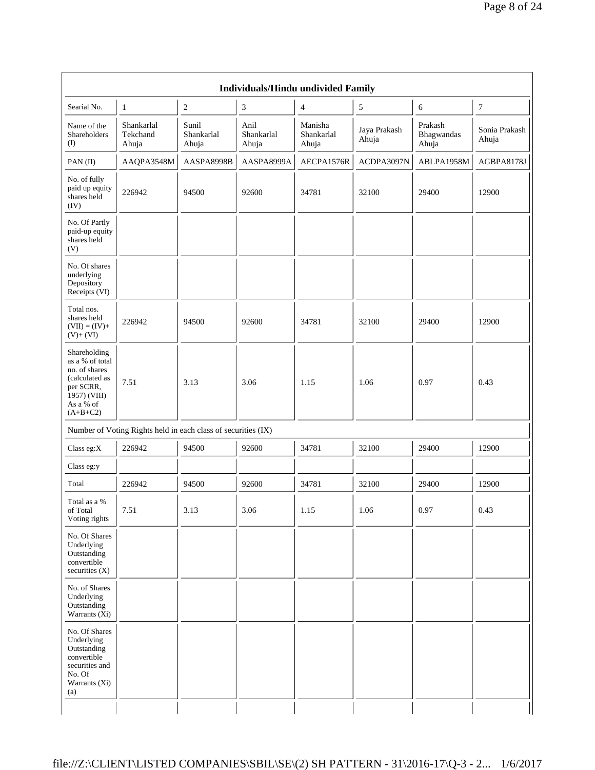| Individuals/Hindu undivided Family | | | | | | | |
|---|---|---|---|---|---|---|---|
| Searial No. | 1 | 2 | 3 | 4 | 5 | 6 | 7 |
| Name of the Shareholders (I) | Shankarlal Tekchand Ahuja | Sunil Shankarlal Ahuja | Anil Shankarlal Ahuja | Manisha Shankarlal Ahuja | Jaya Prakash Ahuja | Prakash Bhagwandas Ahuja | Sonia Prakash Ahuja |
| PAN (II) | AAQPA3548M | AASPA8998B | AASPA8999A | AECPA1576R | ACDPA3097N | ABLPA1958M | AGBPA8178J |
| No. of fully paid up equity shares held (IV) | 226942 | 94500 | 92600 | 34781 | 32100 | 29400 | 12900 |
| No. Of Partly paid-up equity shares held (V) | | | | | | | |
| No. Of shares underlying Depository Receipts (VI) | | | | | | | |
| Total nos. shares held (VII) = (IV)+ (V)+ (VI) | 226942 | 94500 | 92600 | 34781 | 32100 | 29400 | 12900 |
| Shareholding as a % of total no. of shares (calculated as per SCRR, 1957) (VIII) As a % of (A+B+C2) | 7.51 | 3.13 | 3.06 | 1.15 | 1.06 | 0.97 | 0.43 |
| Number of Voting Rights held in each class of securities (IX) | | | | | | | |
| Class eg:X | 226942 | 94500 | 92600 | 34781 | 32100 | 29400 | 12900 |
| Class eg:y | | | | | | | |
| Total | 226942 | 94500 | 92600 | 34781 | 32100 | 29400 | 12900 |
| Total as a % of Total Voting rights | 7.51 | 3.13 | 3.06 | 1.15 | 1.06 | 0.97 | 0.43 |
| No. Of Shares Underlying Outstanding convertible securities (X) | | | | | | | |
| No. of Shares Underlying Outstanding Warrants (Xi) | | | | | | | |
| No. Of Shares Underlying Outstanding convertible securities and No. Of Warrants (Xi) (a) | | | | | | | |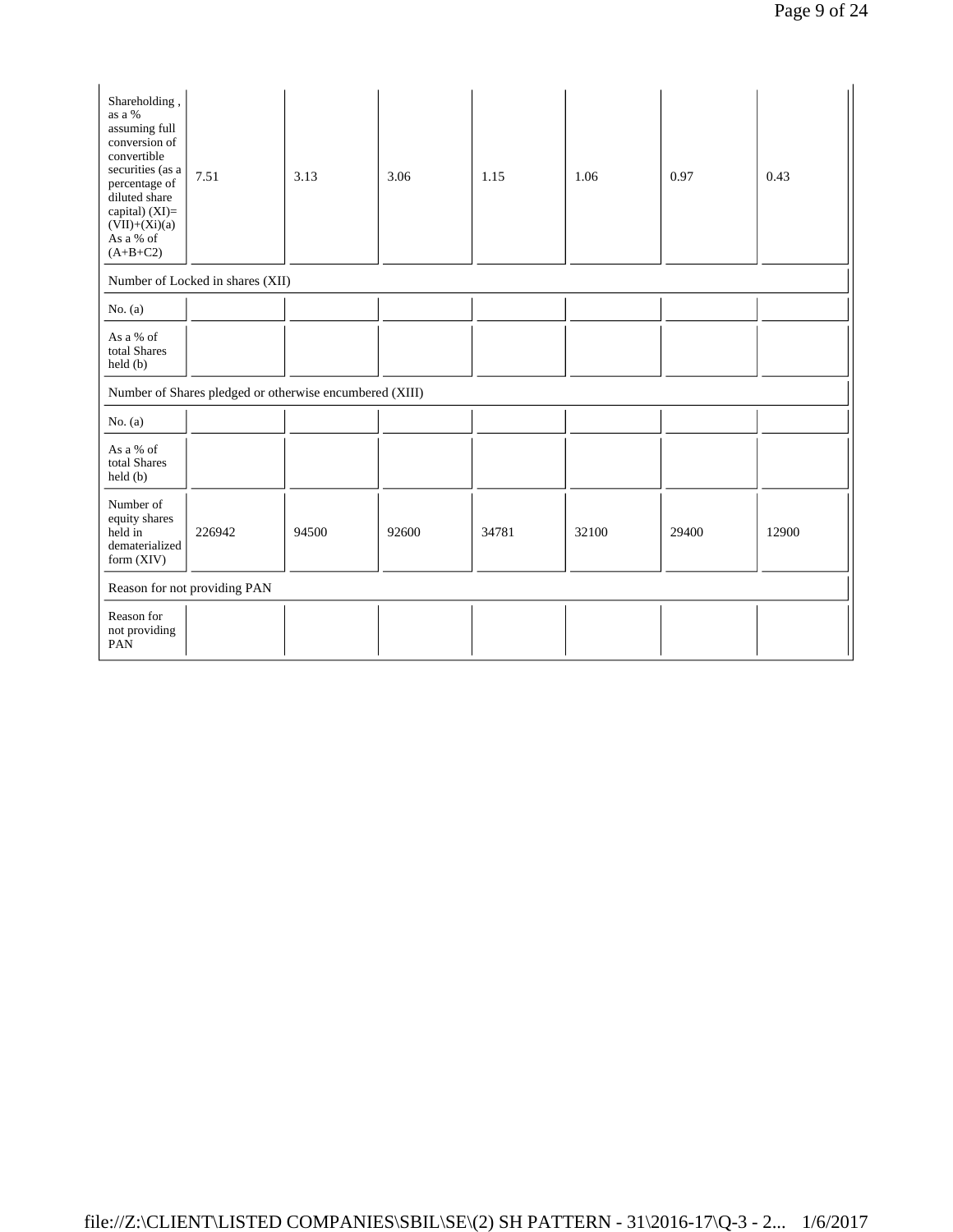| Shareholding , as a % assuming full conversion of convertible securities (as a percentage of diluted share capital) (XI)= (VII)+(Xi)(a) As a % of (A+B+C2) | 7.51 | 3.13 | 3.06 | 1.15 | 1.06 | 0.97 | 0.43 |
|---|---|---|---|---|---|---|---|
| Number of Locked in shares (XII) | | | | | | | |
| No. (a) | | | | | | | |
| As a % of total Shares held (b) | | | | | | | |
| Number of Shares pledged or otherwise encumbered (XIII) | | | | | | | |
| No. (a) | | | | | | | |
| As a % of total Shares held (b) | | | | | | | |
| Number of equity shares held in dematerialized form (XIV) | 226942 | 94500 | 92600 | 34781 | 32100 | 29400 | 12900 |
| Reason for not providing PAN | | | | | | | |
| Reason for not providing PAN | | | | | | | |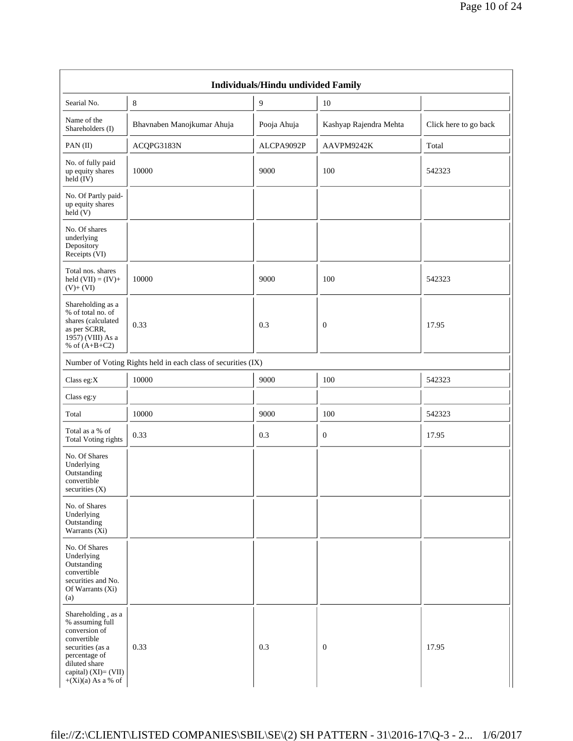| Individuals/Hindu undivided Family | | | | |
|---|---|---|---|---|
| Searial No. | 8 | 9 | 10 | |
| Name of the Shareholders (I) | Bhavnaben Manojkumar Ahuja | Pooja Ahuja | Kashyap Rajendra Mehta | Click here to go back |
| PAN (II) | ACQPG3183N | ALCPA9092P | AAVPM9242K | Total |
| No. of fully paid up equity shares held (IV) | 10000 | 9000 | 100 | 542323 |
| No. Of Partly paid-up equity shares held (V) | | | | |
| No. Of shares underlying Depository Receipts (VI) | | | | |
| Total nos. shares held (VII) = (IV)+ (V)+ (VI) | 10000 | 9000 | 100 | 542323 |
| Shareholding as a % of total no. of shares (calculated as per SCRR, 1957) (VIII) As a % of (A+B+C2) | 0.33 | 0.3 | 0 | 17.95 |
| Number of Voting Rights held in each class of securities (IX) | | | | |
| Class eg:X | 10000 | 9000 | 100 | 542323 |
| Class eg:y | | | | |
| Total | 10000 | 9000 | 100 | 542323 |
| Total as a % of Total Voting rights | 0.33 | 0.3 | 0 | 17.95 |
| No. Of Shares Underlying Outstanding convertible securities (X) | | | | |
| No. of Shares Underlying Outstanding Warrants (Xi) | | | | |
| No. Of Shares Underlying Outstanding convertible securities and No. Of Warrants (Xi) (a) | | | | |
| Shareholding , as a % assuming full conversion of convertible securities (as a percentage of diluted share capital) (XI)= (VII)+(Xi)(a) As a % of | 0.33 | 0.3 | 0 | 17.95 |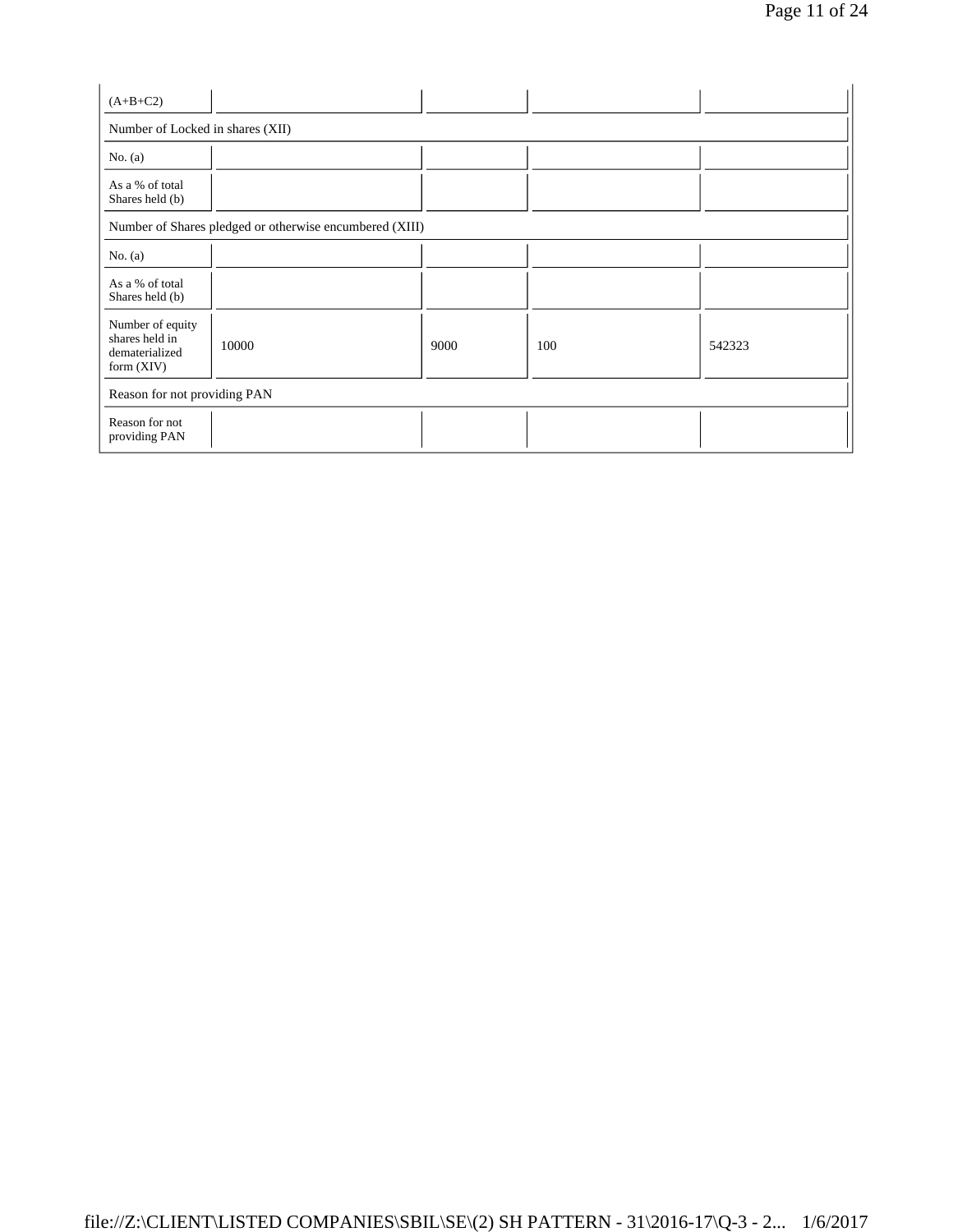| (A+B+C2) | | | | |
|---|---|---|---|---|
| Number of Locked in shares (XII) | | | | |
| No. (a) | | | | |
| As a % of total Shares held (b) | | | | |
| Number of Shares pledged or otherwise encumbered (XIII) | | | | |
| No. (a) | | | | |
| As a % of total Shares held (b) | | | | |
| Number of equity shares held in dematerialized form (XIV) | 10000 | 9000 | 100 | 542323 |
| Reason for not providing PAN | | | | |
| Reason for not providing PAN | | | | |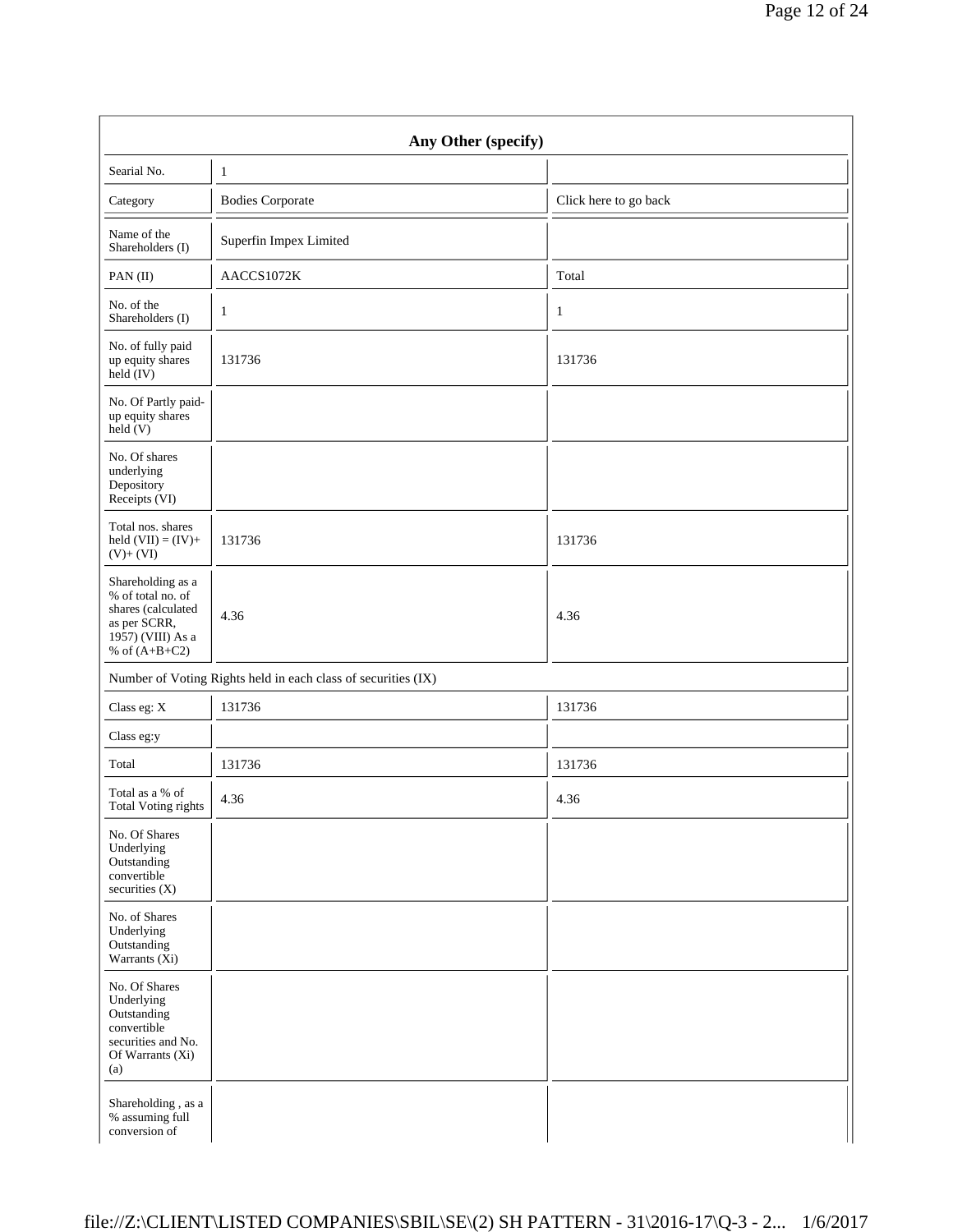| Any Other (specify) | | |
|---|---|---|
| Searial No. | 1 | |
| Category | Bodies Corporate | Click here to go back |
| Name of the Shareholders (I) | Superfin Impex Limited | |
| PAN (II) | AACCS1072K | Total |
| No. of the Shareholders (I) | 1 | 1 |
| No. of fully paid up equity shares held (IV) | 131736 | 131736 |
| No. Of Partly paid-up equity shares held (V) | | |
| No. Of shares underlying Depository Receipts (VI) | | |
| Total nos. shares held (VII) = (IV)+ (V)+ (VI) | 131736 | 131736 |
| Shareholding as a % of total no. of shares (calculated as per SCRR, 1957) (VIII) As a % of (A+B+C2) | 4.36 | 4.36 |
| Number of Voting Rights held in each class of securities (IX) | | |
| Class eg: X | 131736 | 131736 |
| Class eg:y | | |
| Total | 131736 | 131736 |
| Total as a % of Total Voting rights | 4.36 | 4.36 |
| No. Of Shares Underlying Outstanding convertible securities (X) | | |
| No. of Shares Underlying Outstanding Warrants (Xi) | | |
| No. Of Shares Underlying Outstanding convertible securities and No. Of Warrants (Xi) (a) | | |
| Shareholding , as a % assuming full conversion of | | |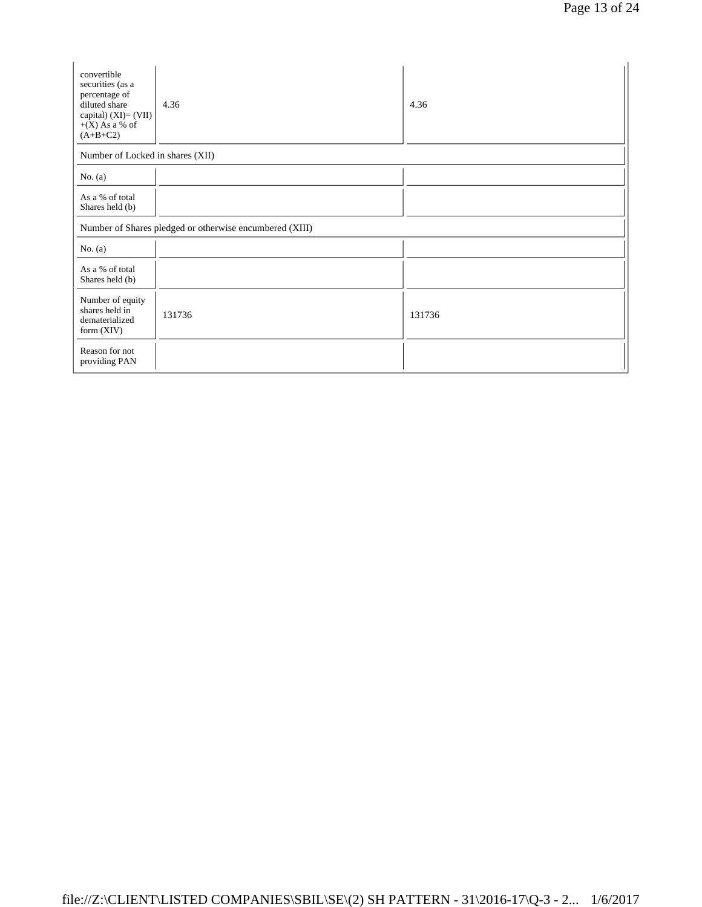| convertible securities (as a percentage of diluted share capital) (XI)= (VII)+(X) As a % of (A+B+C2) | 4.36 | 4.36 |
|---|---|---|
| Number of Locked in shares (XII) | | |
| No. (a) | | |
| As a % of total Shares held (b) | | |
| Number of Shares pledged or otherwise encumbered (XIII) | | |
| No. (a) | | |
| As a % of total Shares held (b) | | |
| Number of equity shares held in dematerialized form (XIV) | 131736 | 131736 |
| Reason for not providing PAN | | |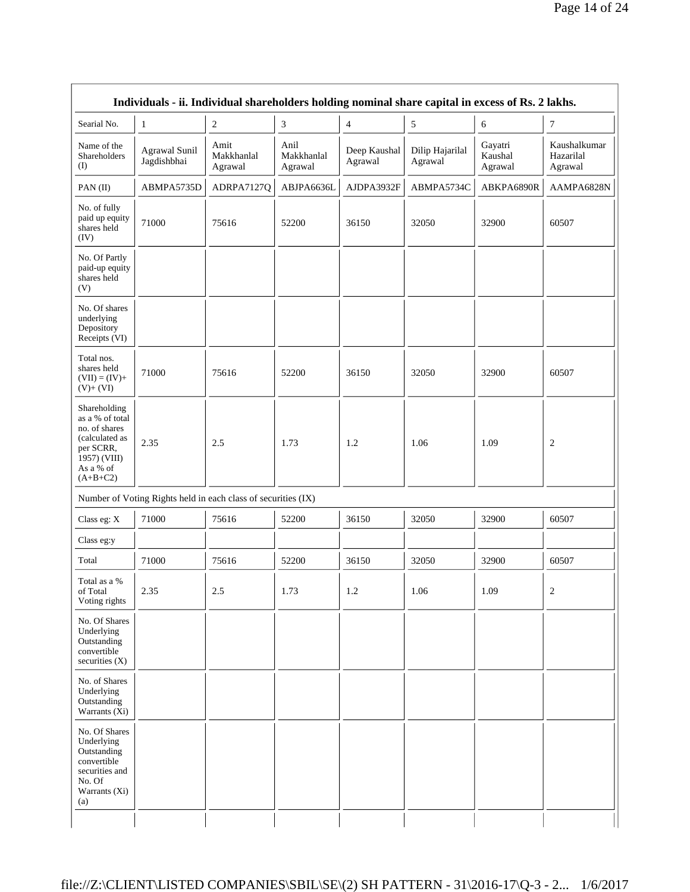| Individuals - ii. Individual shareholders holding nominal share capital in excess of Rs. 2 lakhs. | | | | | | | |
|---|---|---|---|---|---|---|---|
| Searial No. | 1 | 2 | 3 | 4 | 5 | 6 | 7 |
| Name of the Shareholders (I) | Agrawal Sunil Jagdishbhai | Amit Makkhanlal Agrawal | Anil Makkhanlal Agrawal | Deep Kaushal Agrawal | Dilip Hajarilal Agrawal | Gayatri Kaushal Agrawal | Kaushalkumar Hazarilal Agrawal |
| PAN (II) | ABMPA5735D | ADRPA7127Q | ABJPA6636L | AJDPA3932F | ABMPA5734C | ABKPA6890R | AAMPA6828N |
| No. of fully paid up equity shares held (IV) | 71000 | 75616 | 52200 | 36150 | 32050 | 32900 | 60507 |
| No. Of Partly paid-up equity shares held (V) | | | | | | | |
| No. Of shares underlying Depository Receipts (VI) | | | | | | | |
| Total nos. shares held (VII) = (IV)+ (V)+ (VI) | 71000 | 75616 | 52200 | 36150 | 32050 | 32900 | 60507 |
| Shareholding as a % of total no. of shares (calculated as per SCRR, 1957) (VIII) As a % of (A+B+C2) | 2.35 | 2.5 | 1.73 | 1.2 | 1.06 | 1.09 | 2 |
| Number of Voting Rights held in each class of securities (IX) | | | | | | | |
| Class eg: X | 71000 | 75616 | 52200 | 36150 | 32050 | 32900 | 60507 |
| Class eg:y | | | | | | | |
| Total | 71000 | 75616 | 52200 | 36150 | 32050 | 32900 | 60507 |
| Total as a % of Total Voting rights | 2.35 | 2.5 | 1.73 | 1.2 | 1.06 | 1.09 | 2 |
| No. Of Shares Underlying Outstanding convertible securities (X) | | | | | | | |
| No. of Shares Underlying Outstanding Warrants (Xi) | | | | | | | |
| No. Of Shares Underlying Outstanding convertible securities and No. Of Warrants (Xi) (a) | | | | | | | |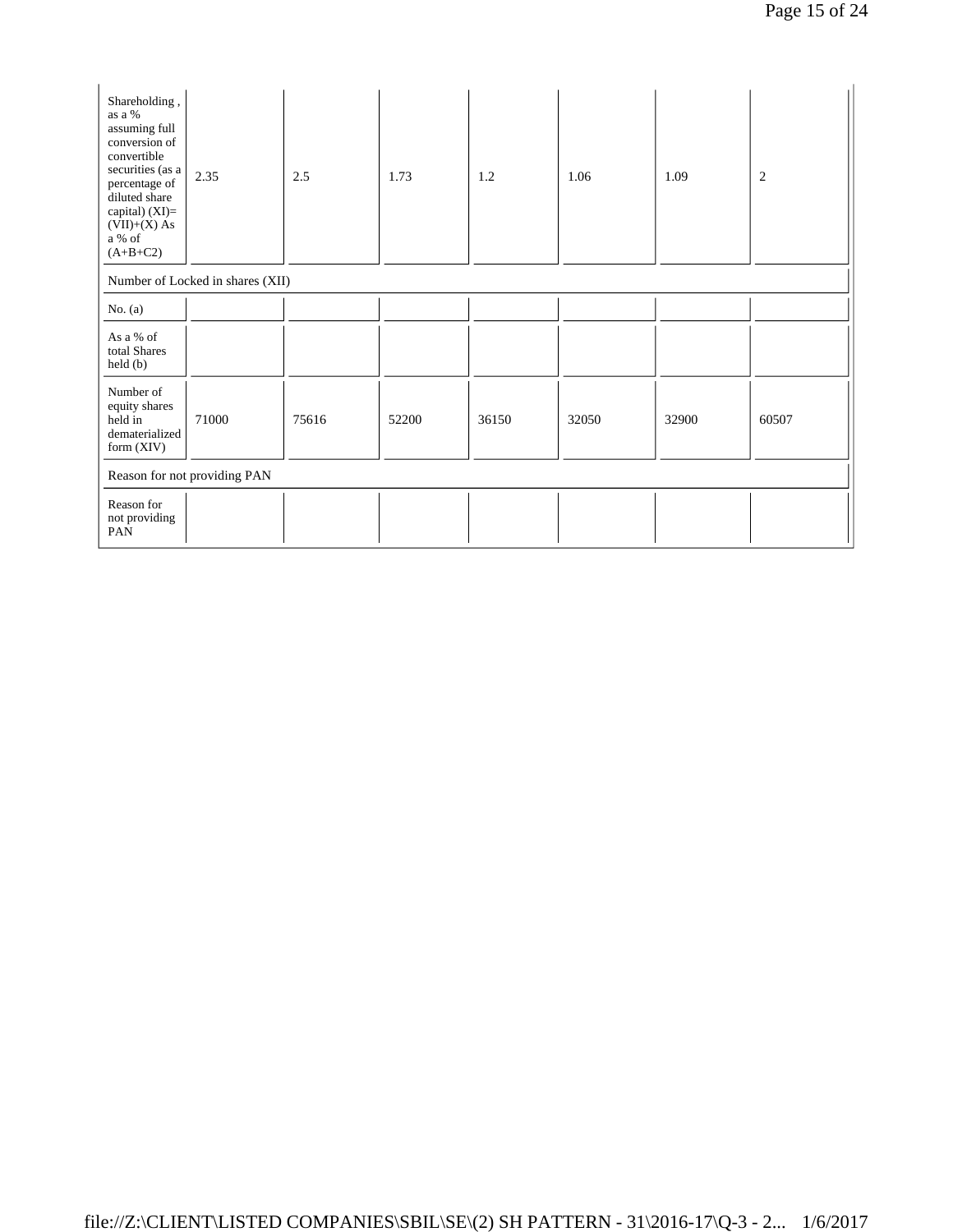| Shareholding , as a % assuming full conversion of convertible securities (as a percentage of diluted share capital) (XI)= (VII)+(X) As a % of (A+B+C2) | 2.35 | 2.5 | 1.73 | 1.2 | 1.06 | 1.09 | 2 |
|---|---|---|---|---|---|---|---|
| Number of Locked in shares (XII) | | | | | | | |
| No. (a) | | | | | | | |
| As a % of total Shares held (b) | | | | | | | |
| Number of equity shares held in dematerialized form (XIV) | 71000 | 75616 | 52200 | 36150 | 32050 | 32900 | 60507 |
| Reason for not providing PAN | | | | | | | |
| Reason for not providing PAN | | | | | | | |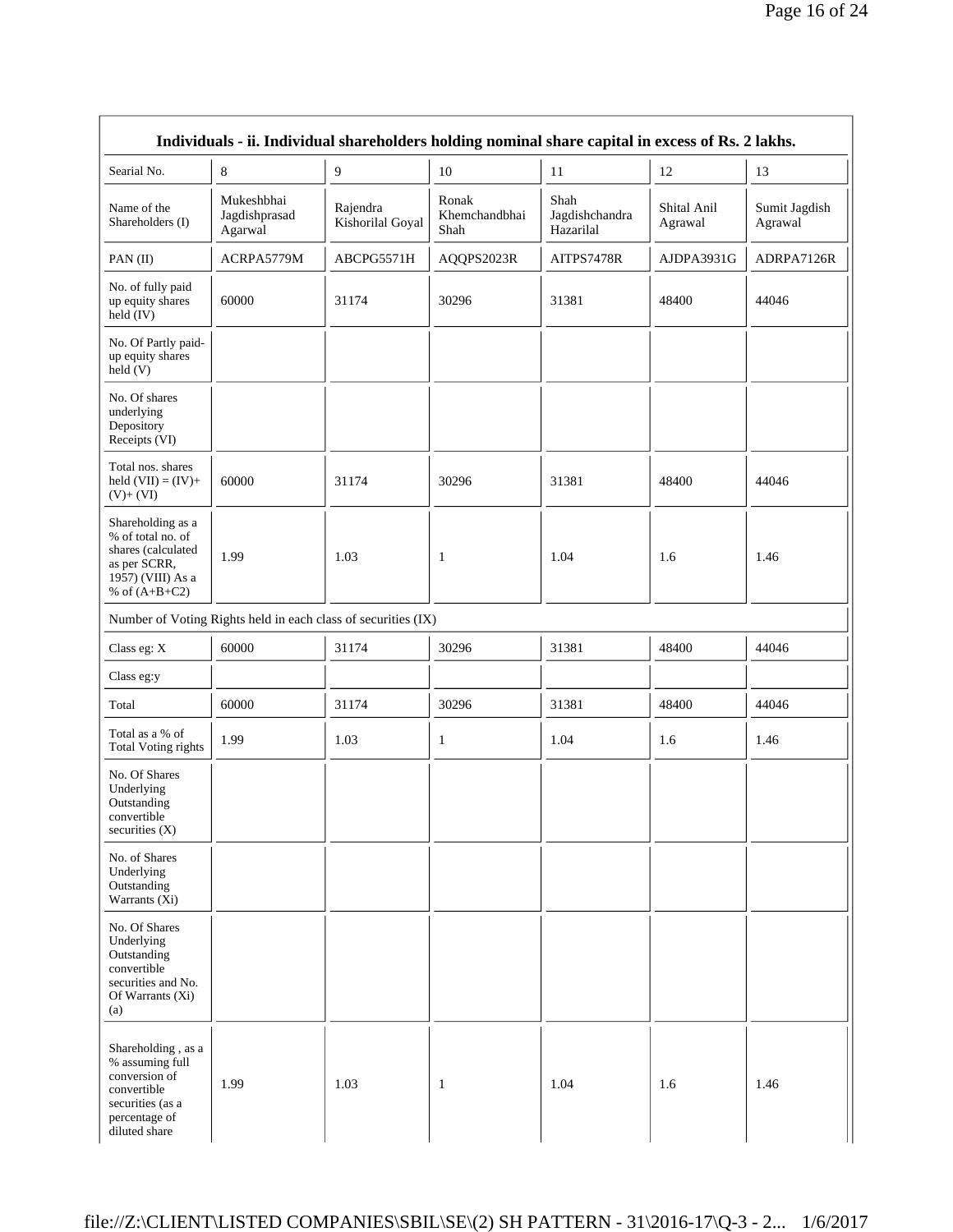| Individuals - ii. Individual shareholders holding nominal share capital in excess of Rs. 2 lakhs. | | | | | | |
|---|---|---|---|---|---|---|
| Searial No. | 8 | 9 | 10 | 11 | 12 | 13 |
| Name of the Shareholders (I) | Mukeshbhai Jagdishprasad Agarwal | Rajendra Kishorilal Goyal | Ronak Khemchandbhai Shah | Shah Jagdishchandra Hazarilal | Shital Anil Agrawal | Sumit Jagdish Agrawal |
| PAN (II) | ACRPA5779M | ABCPG5571H | AQQPS2023R | AITPS7478R | AJDPA3931G | ADRPA7126R |
| No. of fully paid up equity shares held (IV) | 60000 | 31174 | 30296 | 31381 | 48400 | 44046 |
| No. Of Partly paid-up equity shares held (V) | | | | | | |
| No. Of shares underlying Depository Receipts (VI) | | | | | | |
| Total nos. shares held (VII) = (IV)+ (V)+ (VI) | 60000 | 31174 | 30296 | 31381 | 48400 | 44046 |
| Shareholding as a % of total no. of shares (calculated as per SCRR, 1957) (VIII) As a % of (A+B+C2) | 1.99 | 1.03 | 1 | 1.04 | 1.6 | 1.46 |
| Number of Voting Rights held in each class of securities (IX) | | | | | | |
| Class eg: X | 60000 | 31174 | 30296 | 31381 | 48400 | 44046 |
| Class eg:y | | | | | | |
| Total | 60000 | 31174 | 30296 | 31381 | 48400 | 44046 |
| Total as a % of Total Voting rights | 1.99 | 1.03 | 1 | 1.04 | 1.6 | 1.46 |
| No. Of Shares Underlying Outstanding convertible securities (X) | | | | | | |
| No. of Shares Underlying Outstanding Warrants (Xi) | | | | | | |
| No. Of Shares Underlying Outstanding convertible securities and No. Of Warrants (Xi) (a) | | | | | | |
| Shareholding , as a % assuming full conversion of convertible securities (as a percentage of diluted share | 1.99 | 1.03 | 1 | 1.04 | 1.6 | 1.46 |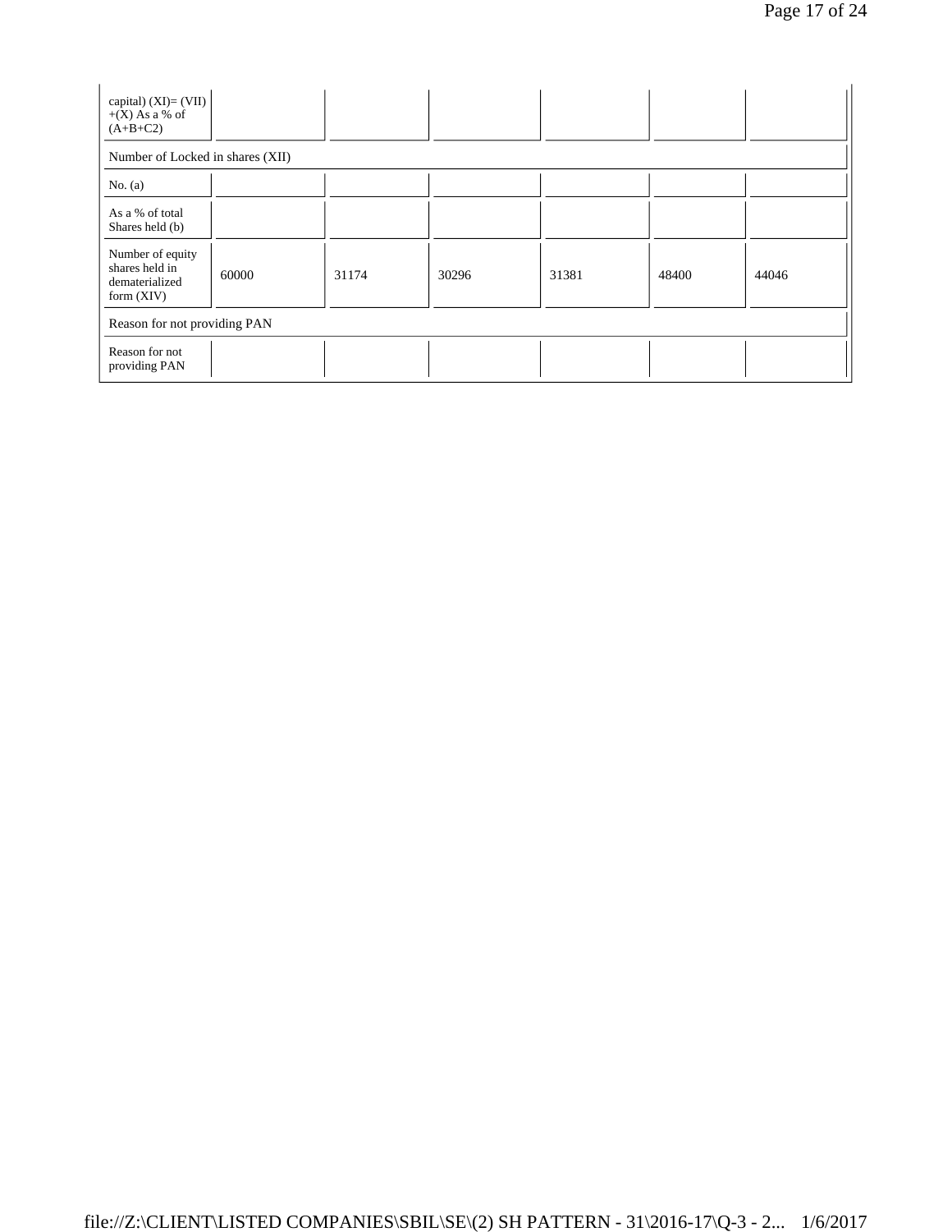| capital) (XI)= (VII) +(X) As a % of (A+B+C2) | | | | | | |
|---|---|---|---|---|---|---|
| Number of Locked in shares (XII) | | | | | | |
| No. (a) | | | | | | |
| As a % of total Shares held (b) | | | | | | |
| Number of equity shares held in dematerialized form (XIV) | 60000 | 31174 | 30296 | 31381 | 48400 | 44046 |
| Reason for not providing PAN | | | | | | |
| Reason for not providing PAN | | | | | | |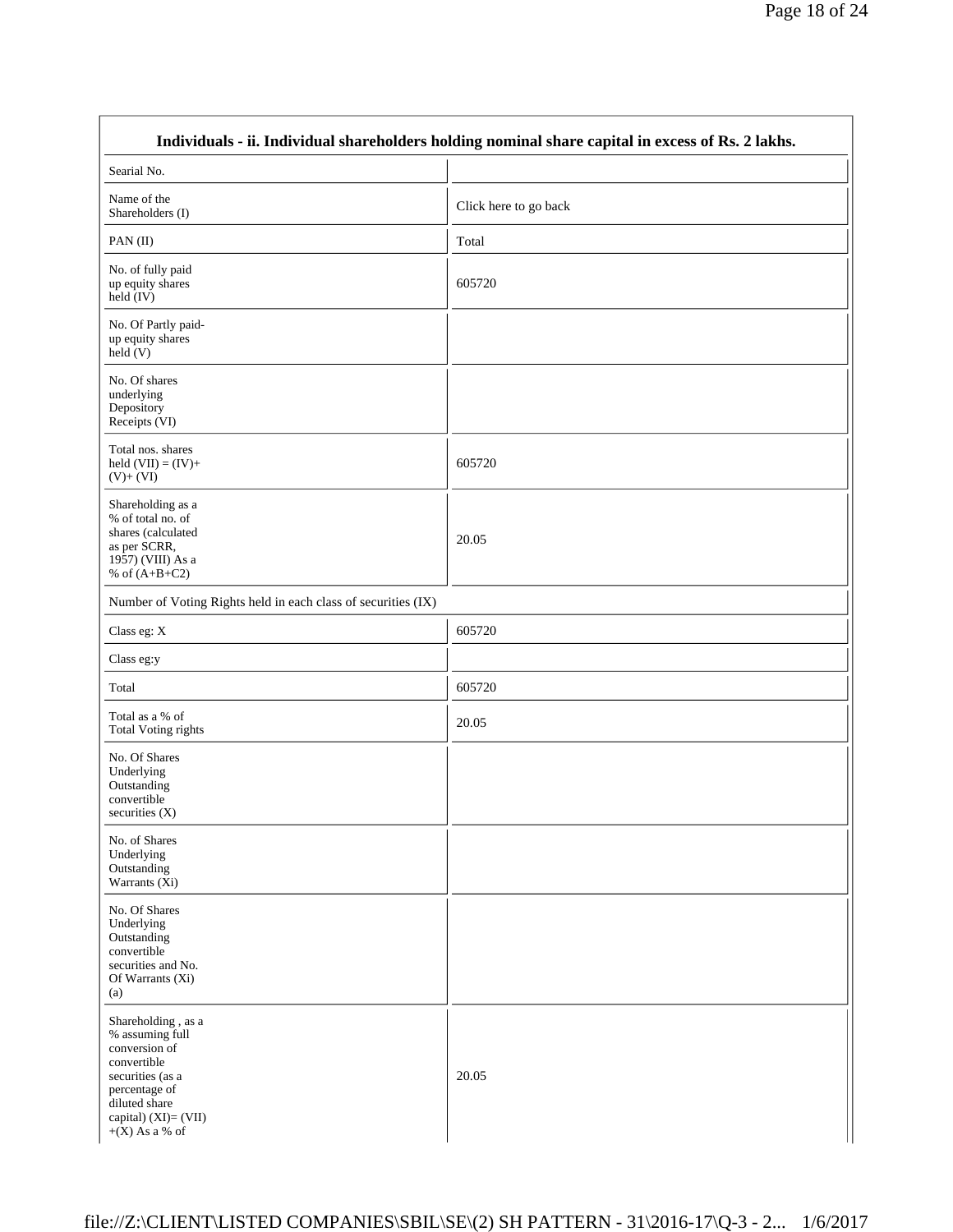| Individuals - ii. Individual shareholders holding nominal share capital in excess of Rs. 2 lakhs. | |
|---|---|
| Searial No. | |
| Name of the Shareholders (I) | Click here to go back |
| PAN (II) | Total |
| No. of fully paid up equity shares held (IV) | 605720 |
| No. Of Partly paid-up equity shares held (V) | |
| No. Of shares underlying Depository Receipts (VI) | |
| Total nos. shares held (VII) = (IV)+ (V)+ (VI) | 605720 |
| Shareholding as a % of total no. of shares (calculated as per SCRR, 1957) (VIII) As a % of (A+B+C2) | 20.05 |
| Number of Voting Rights held in each class of securities (IX) | |
| Class eg: X | 605720 |
| Class eg:y | |
| Total | 605720 |
| Total as a % of Total Voting rights | 20.05 |
| No. Of Shares Underlying Outstanding convertible securities (X) | |
| No. of Shares Underlying Outstanding Warrants (Xi) | |
| No. Of Shares Underlying Outstanding convertible securities and No. Of Warrants (Xi) (a) | |
| Shareholding , as a % assuming full conversion of convertible securities (as a percentage of diluted share capital) (XI)= (VII) +(X) As a % of | 20.05 |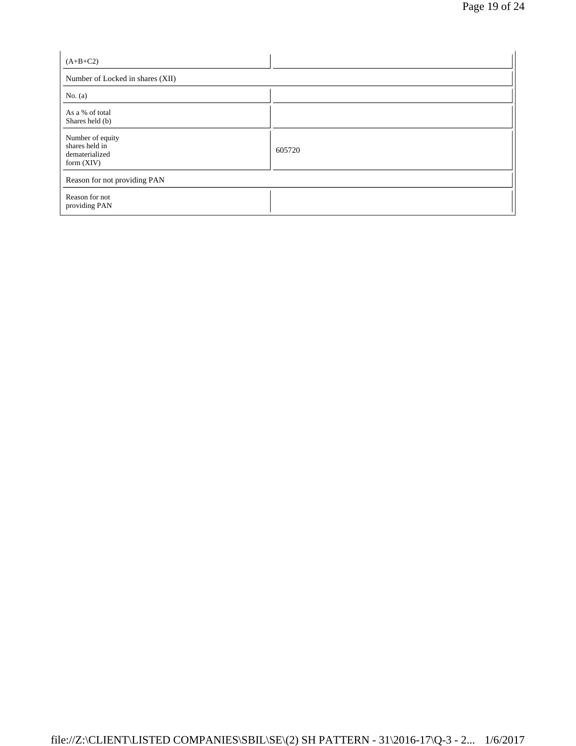| (A+B+C2) | |
|---|---|
| Number of Locked in shares (XII) | |
| No. (a) | |
| As a % of total Shares held (b) | |
| Number of equity shares held in dematerialized form (XIV) | 605720 |
| Reason for not providing PAN | |
| Reason for not providing PAN | |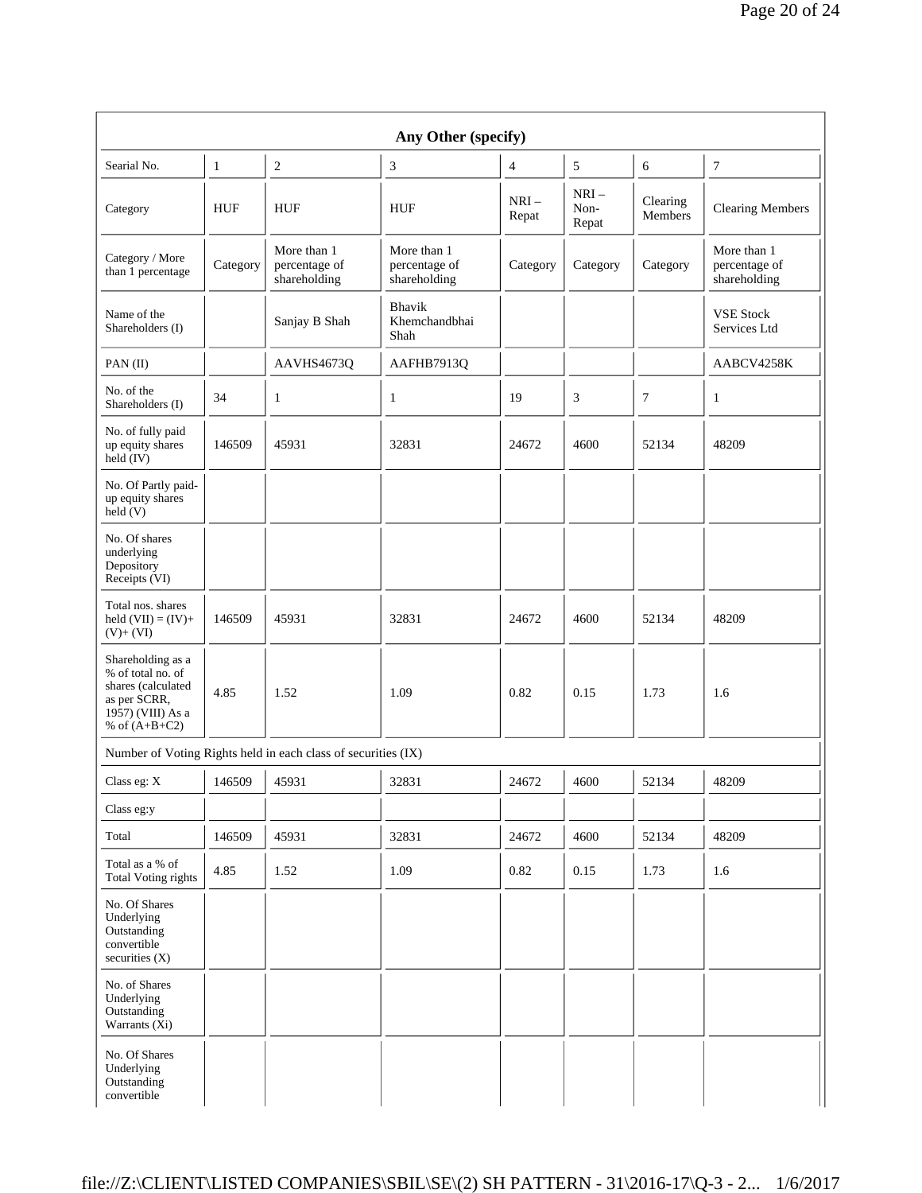| Any Other (specify) | | | | | | | |
|---|---|---|---|---|---|---|---|
| Searial No. | 1 | 2 | 3 | 4 | 5 | 6 | 7 |
| Category | HUF | HUF | HUF | NRI – Repat | NRI – Non-Repat | Clearing Members | Clearing Members |
| Category / More than 1 percentage | Category | More than 1 percentage of shareholding | More than 1 percentage of shareholding | Category | Category | Category | More than 1 percentage of shareholding |
| Name of the Shareholders (I) | | Sanjay B Shah | Bhavik Khemchandbhai Shah | | | | VSE Stock Services Ltd |
| PAN (II) | | AAVHS4673Q | AAFHB7913Q | | | | AABCV4258K |
| No. of the Shareholders (I) | 34 | 1 | 1 | 19 | 3 | 7 | 1 |
| No. of fully paid up equity shares held (IV) | 146509 | 45931 | 32831 | 24672 | 4600 | 52134 | 48209 |
| No. Of Partly paid-up equity shares held (V) | | | | | | | |
| No. Of shares underlying Depository Receipts (VI) | | | | | | | |
| Total nos. shares held (VII) = (IV)+ (V)+ (VI) | 146509 | 45931 | 32831 | 24672 | 4600 | 52134 | 48209 |
| Shareholding as a % of total no. of shares (calculated as per SCRR, 1957) (VIII) As a % of (A+B+C2) | 4.85 | 1.52 | 1.09 | 0.82 | 0.15 | 1.73 | 1.6 |
| Number of Voting Rights held in each class of securities (IX) | | | | | | | |
| Class eg: X | 146509 | 45931 | 32831 | 24672 | 4600 | 52134 | 48209 |
| Class eg:y | | | | | | | |
| Total | 146509 | 45931 | 32831 | 24672 | 4600 | 52134 | 48209 |
| Total as a % of Total Voting rights | 4.85 | 1.52 | 1.09 | 0.82 | 0.15 | 1.73 | 1.6 |
| No. Of Shares Underlying Outstanding convertible securities (X) | | | | | | | |
| No. of Shares Underlying Outstanding Warrants (Xi) | | | | | | | |
| No. Of Shares Underlying Outstanding convertible | | | | | | | |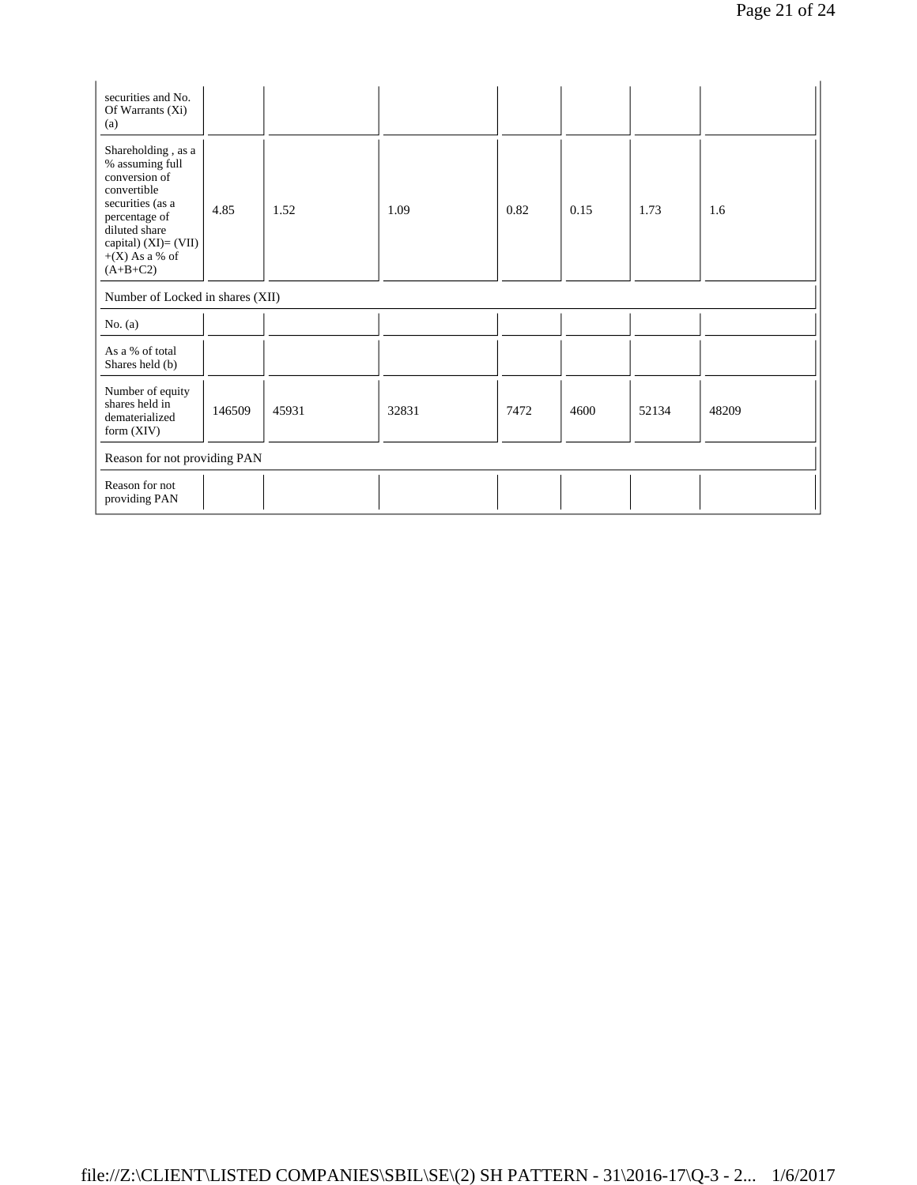| securities and No. Of Warrants (Xi) (a) | | | | | | | |
|---|---|---|---|---|---|---|---|
| Shareholding , as a % assuming full conversion of convertible securities (as a percentage of diluted share capital) (XI)= (VII)+(X) As a % of (A+B+C2) | 4.85 | 1.52 | 1.09 | 0.82 | 0.15 | 1.73 | 1.6 |
| Number of Locked in shares (XII) | | | | | | | |
| No. (a) | | | | | | | |
| As a % of total Shares held (b) | | | | | | | |
| Number of equity shares held in dematerialized form (XIV) | 146509 | 45931 | 32831 | 7472 | 4600 | 52134 | 48209 |
| Reason for not providing PAN | | | | | | | |
| Reason for not providing PAN | | | | | | | |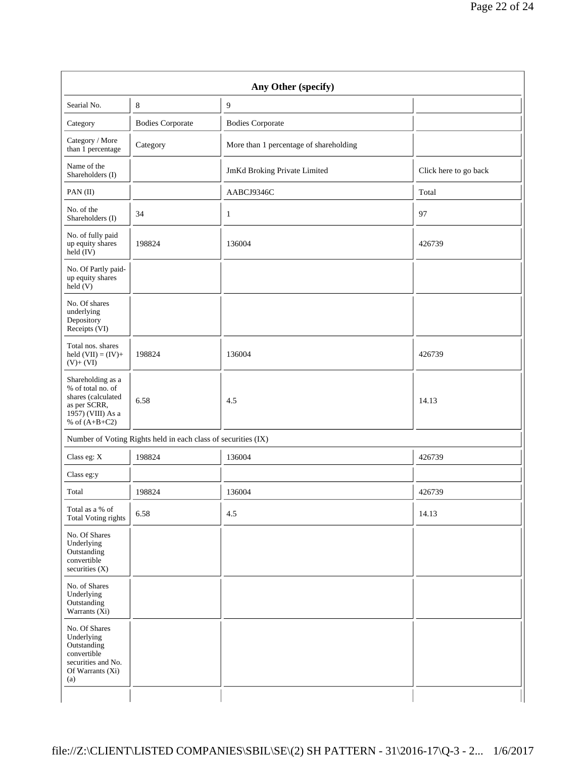| Any Other (specify) | | | |
|---|---|---|---|
| Searial No. | 8 | 9 | |
| Category | Bodies Corporate | Bodies Corporate | |
| Category / More than 1 percentage | Category | More than 1 percentage of shareholding | |
| Name of the Shareholders (I) | | JmKd Broking Private Limited | Click here to go back |
| PAN (II) | | AABCJ9346C | Total |
| No. of the Shareholders (I) | 34 | 1 | 97 |
| No. of fully paid up equity shares held (IV) | 198824 | 136004 | 426739 |
| No. Of Partly paid-up equity shares held (V) | | | |
| No. Of shares underlying Depository Receipts (VI) | | | |
| Total nos. shares held (VII) = (IV)+ (V)+ (VI) | 198824 | 136004 | 426739 |
| Shareholding as a % of total no. of shares (calculated as per SCRR, 1957) (VIII) As a % of (A+B+C2) | 6.58 | 4.5 | 14.13 |
| Number of Voting Rights held in each class of securities (IX) | | | |
| Class eg: X | 198824 | 136004 | 426739 |
| Class eg:y | | | |
| Total | 198824 | 136004 | 426739 |
| Total as a % of Total Voting rights | 6.58 | 4.5 | 14.13 |
| No. Of Shares Underlying Outstanding convertible securities (X) | | | |
| No. of Shares Underlying Outstanding Warrants (Xi) | | | |
| No. Of Shares Underlying Outstanding convertible securities and No. Of Warrants (Xi) (a) | | | |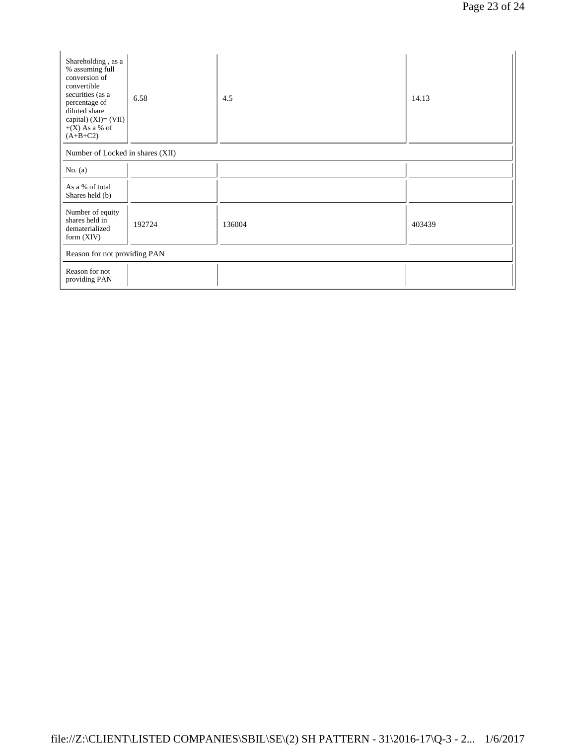| Shareholding , as a % assuming full conversion of convertible securities (as a percentage of diluted share capital) (XI)= (VII)+(X) As a % of (A+B+C2) | 6.58 | 4.5 | 14.13 |
|---|---|---|---|
| Number of Locked in shares (XII) | | | |
| No. (a) | | | |
| As a % of total Shares held (b) | | | |
| Number of equity shares held in dematerialized form (XIV) | 192724 | 136004 | 403439 |
| Reason for not providing PAN | | | |
| Reason for not providing PAN | | | |